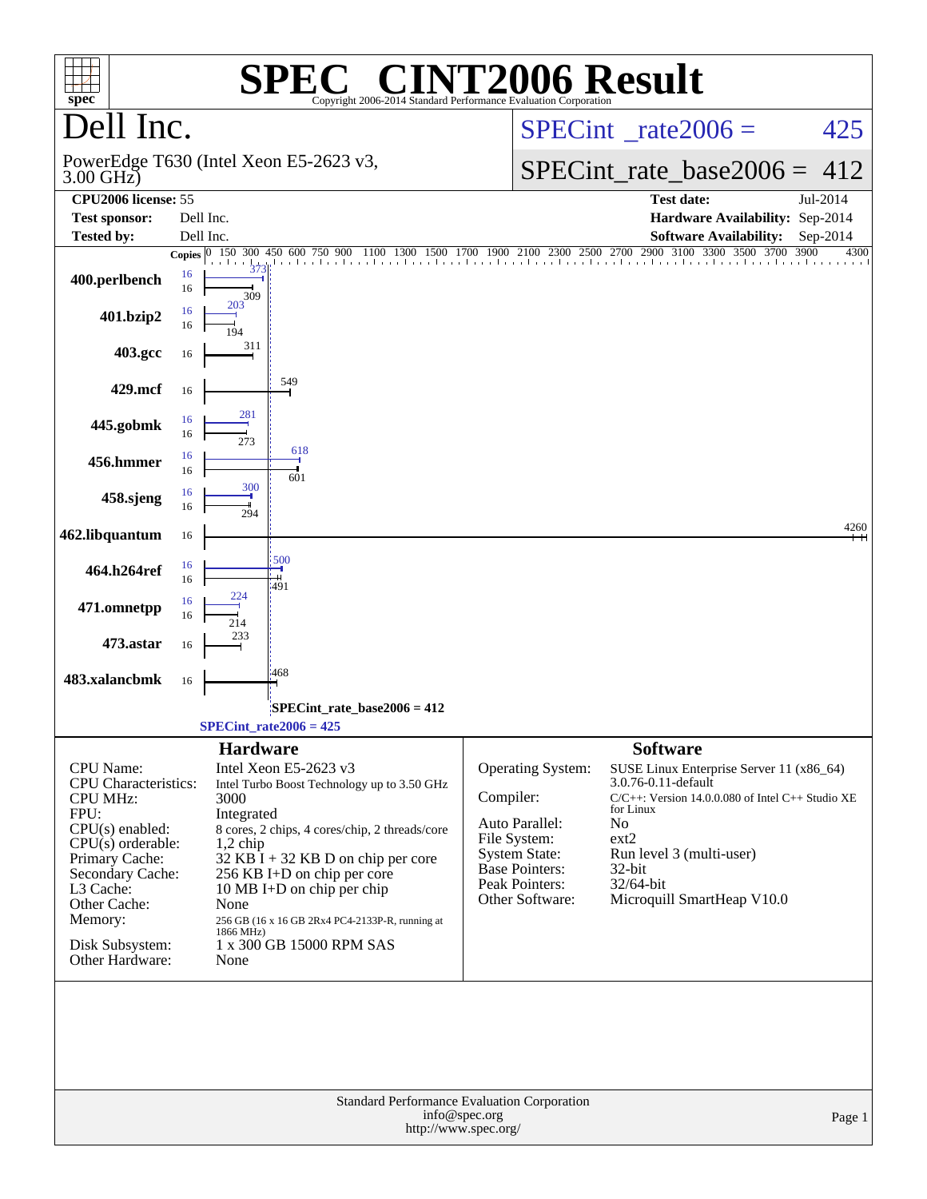# SPEC® CINT2006 Result

Copyright 2006-2014 Standard Performance Evaluation Corporation

## Dell Inc.

PowerEdge T630 (Intel Xeon E5-2623 v3, 3.00 GHz)

SPECint_rate2006 = 425

SPECint_rate_base2006 = 412

| | | | |
|---|---|---|---|
| **CPU2006 license:** | 55 | **Test date:** | Jul-2014 |
| **Test sponsor:** | Dell Inc. | **Hardware Availability:** | Sep-2014 |
| **Tested by:** | Dell Inc. | **Software Availability:** | Sep-2014 |

| Benchmark | Copies (peak) | Peak | Copies (base) | Base |
|---|---|---|---|---|
| 400.perlbench | 16 | 373 | 16 | 309 |
| 401.bzip2 | 16 | 203 | 16 | 194 |
| 403.gcc | | | 16 | 311 |
| 429.mcf | | | 16 | 549 |
| 445.gobmk | 16 | 281 | 16 | 273 |
| 456.hmmer | 16 | 618 | 16 | 601 |
| 458.sjeng | 16 | 300 | 16 | 294 |
| 462.libquantum | | | 16 | 4260 |
| 464.h264ref | 16 | 500 | 16 | 491 |
| 471.omnetpp | 16 | 224 | 16 | 214 |
| 473.astar | | | 16 | 233 |
| 483.xalancbmk | | | 16 | 468 |

SPECint_rate_base2006 = 412

SPECint_rate2006 = 425

### Hardware

| | |
|---|---|
| CPU Name: | Intel Xeon E5-2623 v3 |
| CPU Characteristics: | Intel Turbo Boost Technology up to 3.50 GHz |
| CPU MHz: | 3000 |
| FPU: | Integrated |
| CPU(s) enabled: | 8 cores, 2 chips, 4 cores/chip, 2 threads/core |
| CPU(s) orderable: | 1,2 chip |
| Primary Cache: | 32 KB I + 32 KB D on chip per core |
| Secondary Cache: | 256 KB I+D on chip per core |
| L3 Cache: | 10 MB I+D on chip per chip |
| Other Cache: | None |
| Memory: | 256 GB (16 x 16 GB 2Rx4 PC4-2133P-R, running at 1866 MHz) |
| Disk Subsystem: | 1 x 300 GB 15000 RPM SAS |
| Other Hardware: | None |

### Software

| | |
|---|---|
| Operating System: | SUSE Linux Enterprise Server 11 (x86_64) 3.0.76-0.11-default |
| Compiler: | C/C++: Version 14.0.0.080 of Intel C++ Studio XE for Linux |
| Auto Parallel: | No |
| File System: | ext2 |
| System State: | Run level 3 (multi-user) |
| Base Pointers: | 32-bit |
| Peak Pointers: | 32/64-bit |
| Other Software: | Microquill SmartHeap V10.0 |

Standard Performance Evaluation Corporation
info@spec.org
http://www.spec.org/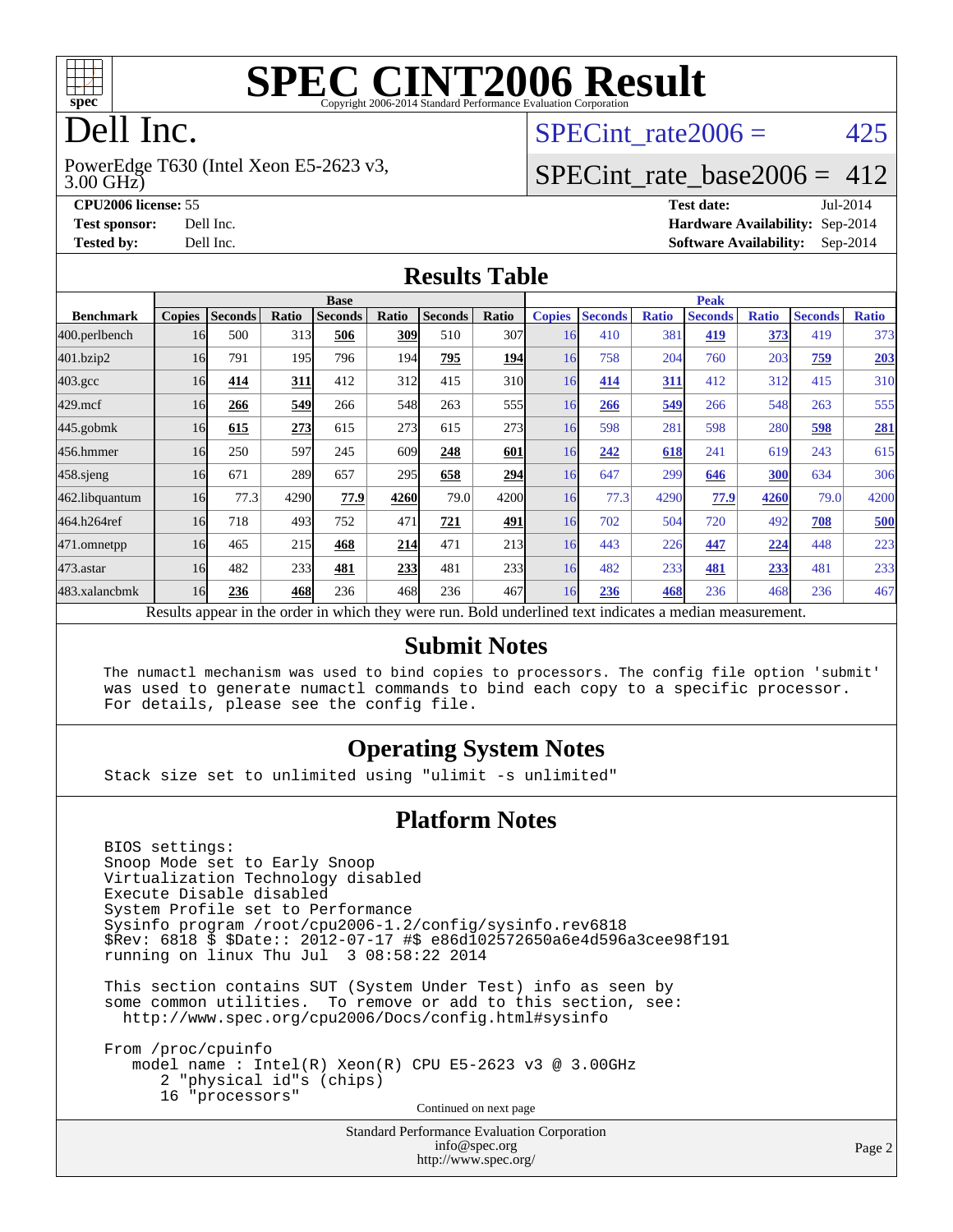# SPEC CINT2006 Result

Copyright 2006-2014 Standard Performance Evaluation Corporation

# Dell Inc.

PowerEdge T630 (Intel Xeon E5-2623 v3, 3.00 GHz)

SPECint_rate2006 = 425

SPECint_rate_base2006 = 412

**CPU2006 license:** 55
**Test sponsor:** Dell Inc.
**Tested by:** Dell Inc.

**Test date:** Jul-2014
**Hardware Availability:** Sep-2014
**Software Availability:** Sep-2014

## Results Table

| Benchmark | Base | | | | | | | Peak | | | | | | |
|---|---|---|---|---|---|---|---|---|---|---|---|---|---|---|
| | Copies | Seconds | Ratio | Seconds | Ratio | Seconds | Ratio | Copies | Seconds | Ratio | Seconds | Ratio | Seconds | Ratio |
| 400.perlbench | 16 | 500 | 313 | **506** | **309** | 510 | 307 | 16 | 410 | 381 | **419** | **373** | 419 | 373 |
| 401.bzip2 | 16 | 791 | 195 | 796 | 194 | **795** | **194** | 16 | 758 | 204 | 760 | 203 | **759** | **203** |
| 403.gcc | 16 | **414** | **311** | 412 | 312 | 415 | 310 | 16 | **414** | **311** | 412 | 312 | 415 | 310 |
| 429.mcf | 16 | **266** | **549** | 266 | 548 | 263 | 555 | 16 | **266** | **549** | 266 | 548 | 263 | 555 |
| 445.gobmk | 16 | **615** | **273** | 615 | 273 | 615 | 273 | 16 | 598 | 281 | 598 | 280 | **598** | **281** |
| 456.hmmer | 16 | 250 | 597 | 245 | 609 | **248** | **601** | 16 | **242** | **618** | 241 | 619 | 243 | 615 |
| 458.sjeng | 16 | 671 | 289 | 657 | 295 | **658** | **294** | 16 | 647 | 299 | **646** | **300** | 634 | 306 |
| 462.libquantum | 16 | 77.3 | 4290 | **77.9** | **4260** | 79.0 | 4200 | 16 | 77.3 | 4290 | **77.9** | **4260** | 79.0 | 4200 |
| 464.h264ref | 16 | 718 | 493 | 752 | 471 | **721** | **491** | 16 | 702 | 504 | 720 | 492 | **708** | **500** |
| 471.omnetpp | 16 | 465 | 215 | **468** | **214** | 471 | 213 | 16 | 443 | 226 | **447** | **224** | 448 | 223 |
| 473.astar | 16 | 482 | 233 | **481** | **233** | 481 | 233 | 16 | 482 | 233 | **481** | **233** | 481 | 233 |
| 483.xalancbmk | 16 | **236** | **468** | 236 | 468 | 236 | 467 | 16 | **236** | **468** | 236 | 468 | 236 | 467 |

Results appear in the order in which they were run. Bold underlined text indicates a median measurement.

## Submit Notes

```
The numactl mechanism was used to bind copies to processors. The config file option 'submit'
was used to generate numactl commands to bind each copy to a specific processor.
For details, please see the config file.
```

## Operating System Notes

```
Stack size set to unlimited using "ulimit -s unlimited"
```

## Platform Notes

```
BIOS settings:
Snoop Mode set to Early Snoop
Virtualization Technology disabled
Execute Disable disabled
System Profile set to Performance
Sysinfo program /root/cpu2006-1.2/config/sysinfo.rev6818
$Rev: 6818 $ $Date:: 2012-07-17 #$ e86d102572650a6e4d596a3cee98f191
running on linux Thu Jul  3 08:58:22 2014

This section contains SUT (System Under Test) info as seen by
some common utilities.  To remove or add to this section, see:
  http://www.spec.org/cpu2006/Docs/config.html#sysinfo

From /proc/cpuinfo
   model name : Intel(R) Xeon(R) CPU E5-2623 v3 @ 3.00GHz
      2 "physical id"s (chips)
      16 "processors"
```

Continued on next page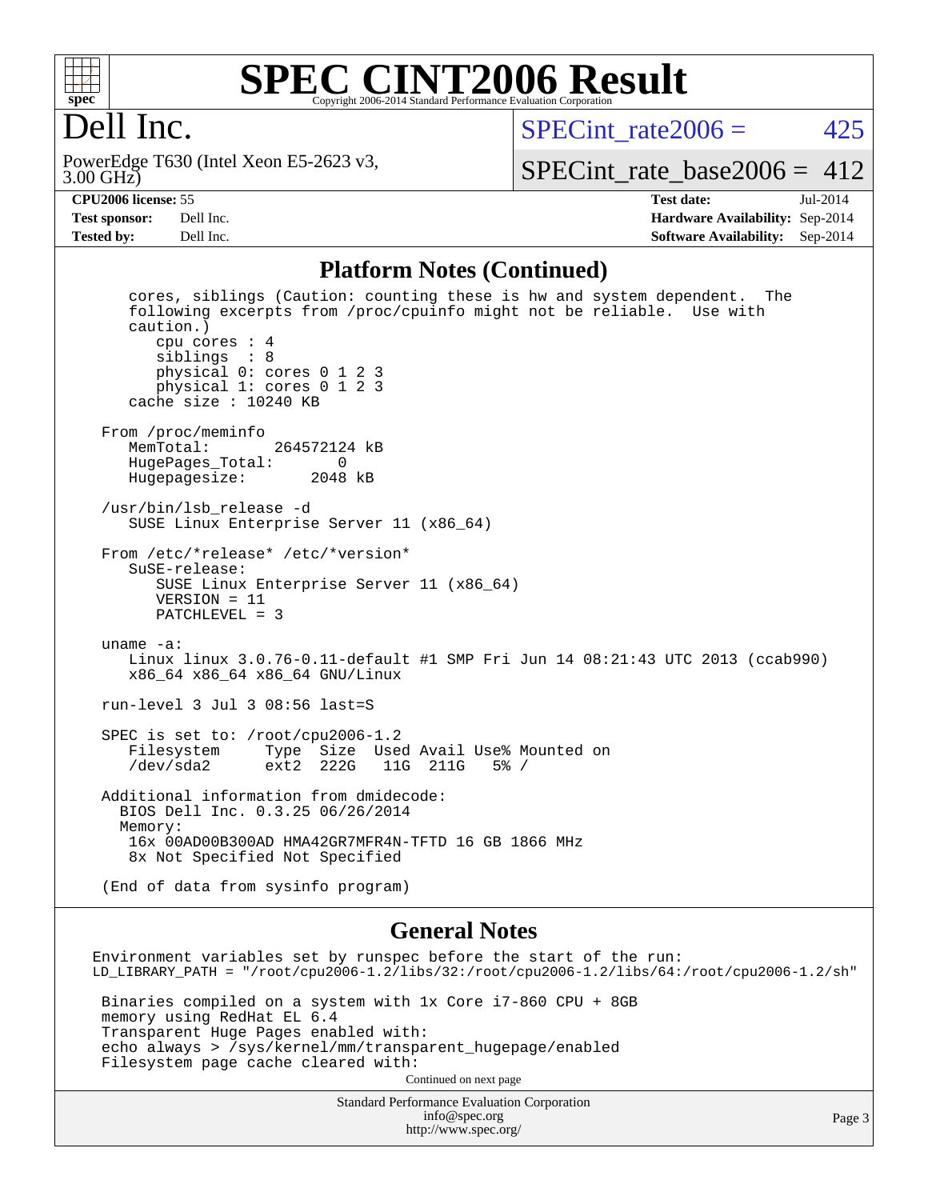# SPEC CINT2006 Result

Copyright 2006-2014 Standard Performance Evaluation Corporation

## Dell Inc.

PowerEdge T630 (Intel Xeon E5-2623 v3, 3.00 GHz)

SPECint_rate2006 = 425

SPECint_rate_base2006 = 412

**CPU2006 license:** 55
**Test sponsor:** Dell Inc.
**Tested by:** Dell Inc.

**Test date:** Jul-2014
**Hardware Availability:** Sep-2014
**Software Availability:** Sep-2014

### Platform Notes (Continued)

```
   cores, siblings (Caution: counting these is hw and system dependent.  The
   following excerpts from /proc/cpuinfo might not be reliable.  Use with
   caution.)
      cpu cores : 4
      siblings  : 8
      physical 0: cores 0 1 2 3
      physical 1: cores 0 1 2 3
   cache size : 10240 KB

From /proc/meminfo
   MemTotal:       264572124 kB
   HugePages_Total:       0
   Hugepagesize:       2048 kB

/usr/bin/lsb_release -d
   SUSE Linux Enterprise Server 11 (x86_64)

From /etc/*release* /etc/*version*
   SuSE-release:
      SUSE Linux Enterprise Server 11 (x86_64)
      VERSION = 11
      PATCHLEVEL = 3

uname -a:
   Linux linux 3.0.76-0.11-default #1 SMP Fri Jun 14 08:21:43 UTC 2013 (ccab990)
   x86_64 x86_64 x86_64 GNU/Linux

run-level 3 Jul 3 08:56 last=S

SPEC is set to: /root/cpu2006-1.2
   Filesystem     Type  Size  Used Avail Use% Mounted on
   /dev/sda2      ext2  222G   11G  211G   5% /

Additional information from dmidecode:
  BIOS Dell Inc. 0.3.25 06/26/2014
  Memory:
   16x 00AD00B300AD HMA42GR7MFR4N-TFTD 16 GB 1866 MHz
   8x Not Specified Not Specified

(End of data from sysinfo program)
```

### General Notes

```
Environment variables set by runspec before the start of the run:
LD_LIBRARY_PATH = "/root/cpu2006-1.2/libs/32:/root/cpu2006-1.2/libs/64:/root/cpu2006-1.2/sh"

 Binaries compiled on a system with 1x Core i7-860 CPU + 8GB
 memory using RedHat EL 6.4
 Transparent Huge Pages enabled with:
 echo always > /sys/kernel/mm/transparent_hugepage/enabled
 Filesystem page cache cleared with:
```

Continued on next page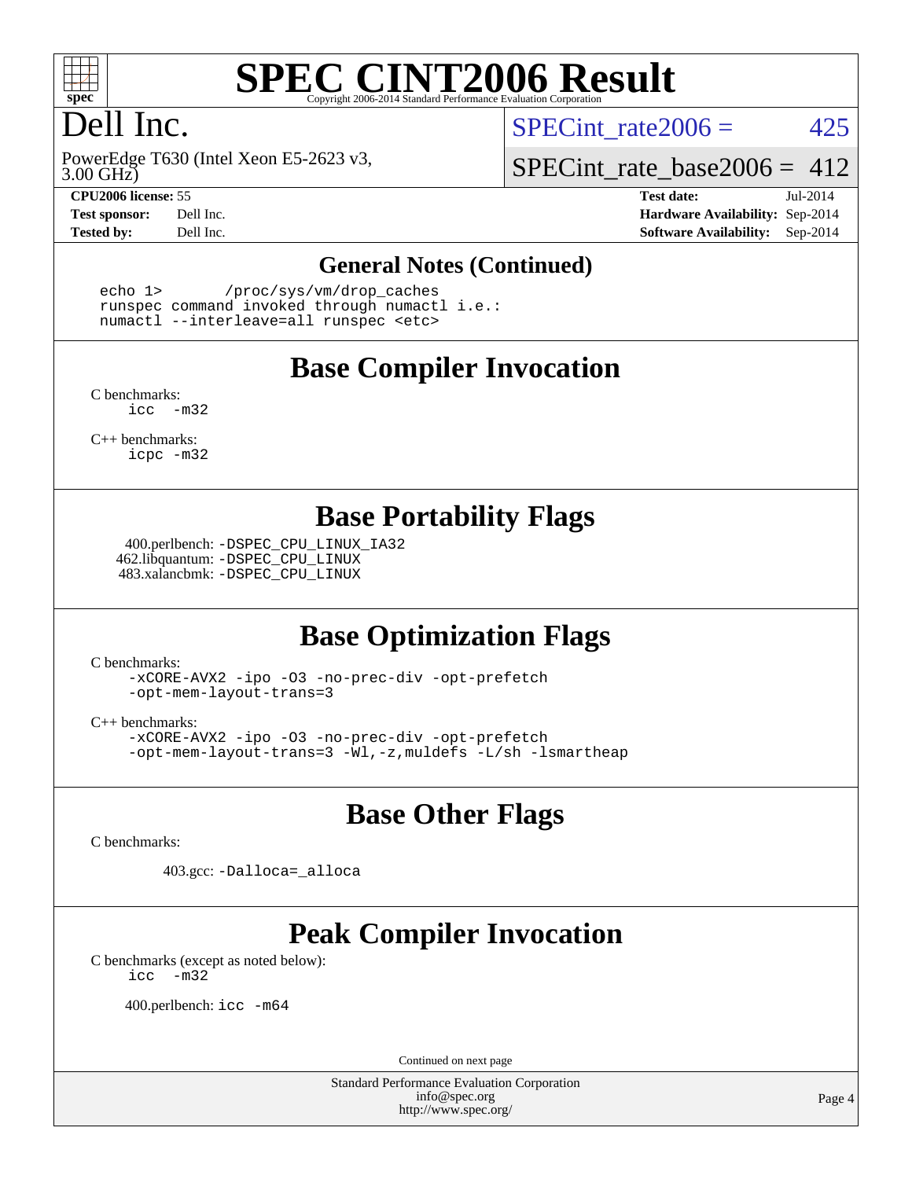# SPEC CINT2006 Result

Copyright 2006-2014 Standard Performance Evaluation Corporation

# Dell Inc.

PowerEdge T630 (Intel Xeon E5-2623 v3, 3.00 GHz)

SPECint_rate2006 = 425

SPECint_rate_base2006 = 412

**CPU2006 license:** 55
**Test sponsor:** Dell Inc.
**Tested by:** Dell Inc.

**Test date:** Jul-2014
**Hardware Availability:** Sep-2014
**Software Availability:** Sep-2014

## General Notes (Continued)

```
echo 1>       /proc/sys/vm/drop_caches
runspec command invoked through numactl i.e.:
numactl --interleave=all runspec <etc>
```

## Base Compiler Invocation

C benchmarks:
```
icc  -m32
```

C++ benchmarks:
```
icpc -m32
```

## Base Portability Flags

400.perlbench: `-DSPEC_CPU_LINUX_IA32`
462.libquantum: `-DSPEC_CPU_LINUX`
483.xalancbmk: `-DSPEC_CPU_LINUX`

## Base Optimization Flags

C benchmarks:
```
-xCORE-AVX2 -ipo -O3 -no-prec-div -opt-prefetch
-opt-mem-layout-trans=3
```

C++ benchmarks:
```
-xCORE-AVX2 -ipo -O3 -no-prec-div -opt-prefetch
-opt-mem-layout-trans=3 -Wl,-z,muldefs -L/sh -lsmartheap
```

## Base Other Flags

C benchmarks:

403.gcc: `-Dalloca=_alloca`

## Peak Compiler Invocation

C benchmarks (except as noted below):
```
icc  -m32
```

400.perlbench: `icc -m64`

Continued on next page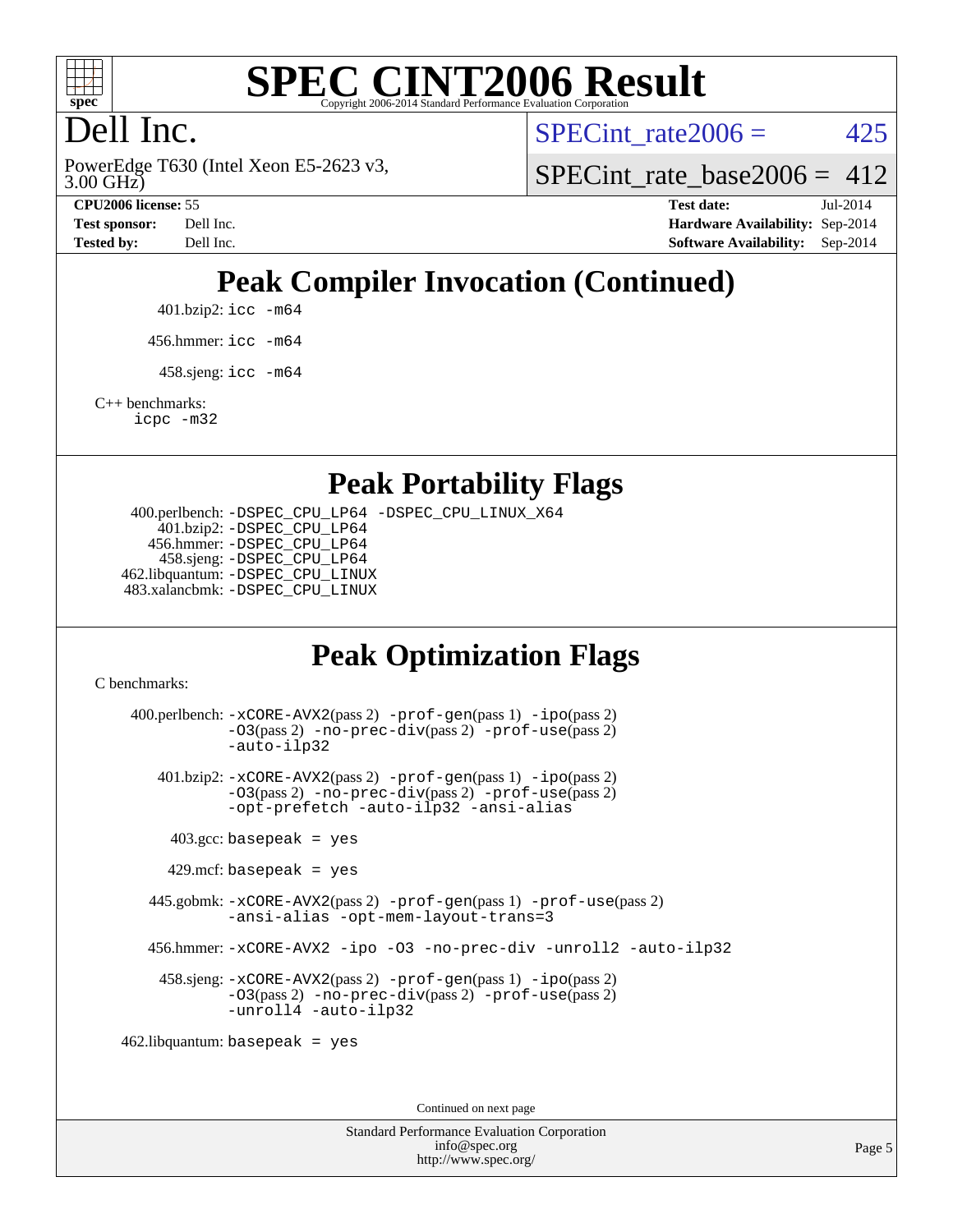# SPEC CINT2006 Result

Copyright 2006-2014 Standard Performance Evaluation Corporation

Dell Inc.

PowerEdge T630 (Intel Xeon E5-2623 v3, 3.00 GHz)

SPECint_rate2006 = 425

SPECint_rate_base2006 = 412

**CPU2006 license:** 55
**Test sponsor:** Dell Inc.
**Tested by:** Dell Inc.

**Test date:** Jul-2014
**Hardware Availability:** Sep-2014
**Software Availability:** Sep-2014

## Peak Compiler Invocation (Continued)

401.bzip2: `icc -m64`

456.hmmer: `icc -m64`

458.sjeng: `icc -m64`

C++ benchmarks:
`icpc -m32`

## Peak Portability Flags

400.perlbench: `-DSPEC_CPU_LP64 -DSPEC_CPU_LINUX_X64`
401.bzip2: `-DSPEC_CPU_LP64`
456.hmmer: `-DSPEC_CPU_LP64`
458.sjeng: `-DSPEC_CPU_LP64`
462.libquantum: `-DSPEC_CPU_LINUX`
483.xalancbmk: `-DSPEC_CPU_LINUX`

## Peak Optimization Flags

C benchmarks:

400.perlbench: `-xCORE-AVX2`(pass 2) `-prof-gen`(pass 1) `-ipo`(pass 2) `-O3`(pass 2) `-no-prec-div`(pass 2) `-prof-use`(pass 2) `-auto-ilp32`

401.bzip2: `-xCORE-AVX2`(pass 2) `-prof-gen`(pass 1) `-ipo`(pass 2) `-O3`(pass 2) `-no-prec-div`(pass 2) `-prof-use`(pass 2) `-opt-prefetch -auto-ilp32 -ansi-alias`

403.gcc: `basepeak = yes`

429.mcf: `basepeak = yes`

445.gobmk: `-xCORE-AVX2`(pass 2) `-prof-gen`(pass 1) `-prof-use`(pass 2) `-ansi-alias -opt-mem-layout-trans=3`

456.hmmer: `-xCORE-AVX2 -ipo -O3 -no-prec-div -unroll2 -auto-ilp32`

458.sjeng: `-xCORE-AVX2`(pass 2) `-prof-gen`(pass 1) `-ipo`(pass 2) `-O3`(pass 2) `-no-prec-div`(pass 2) `-prof-use`(pass 2) `-unroll4 -auto-ilp32`

462.libquantum: `basepeak = yes`

Continued on next page

Standard Performance Evaluation Corporation
info@spec.org
http://www.spec.org/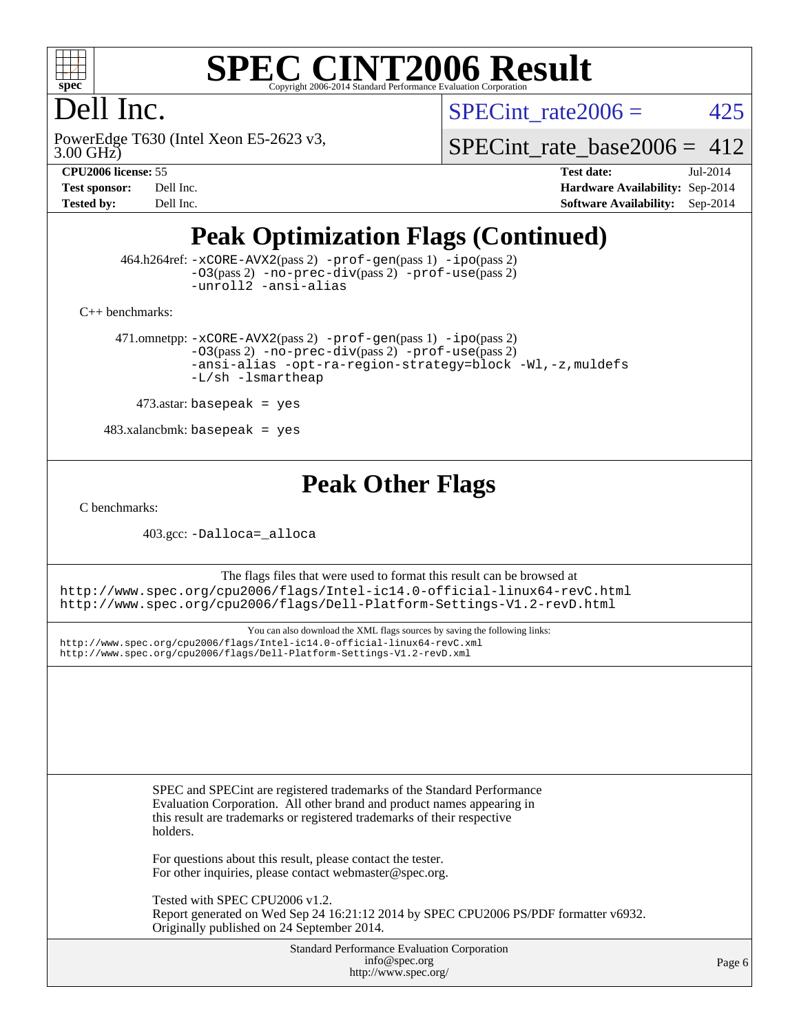# SPEC CINT2006 Result

Copyright 2006-2014 Standard Performance Evaluation Corporation

Dell Inc.

PowerEdge T630 (Intel Xeon E5-2623 v3, 3.00 GHz)

SPECint_rate2006 = 425

SPECint_rate_base2006 = 412

**CPU2006 license:** 55
**Test sponsor:** Dell Inc.
**Tested by:** Dell Inc.

**Test date:** Jul-2014
**Hardware Availability:** Sep-2014
**Software Availability:** Sep-2014

## Peak Optimization Flags (Continued)

464.h264ref: -xCORE-AVX2(pass 2) -prof-gen(pass 1) -ipo(pass 2) -O3(pass 2) -no-prec-div(pass 2) -prof-use(pass 2) -unroll2 -ansi-alias

C++ benchmarks:

471.omnetpp: -xCORE-AVX2(pass 2) -prof-gen(pass 1) -ipo(pass 2) -O3(pass 2) -no-prec-div(pass 2) -prof-use(pass 2) -ansi-alias -opt-ra-region-strategy=block -Wl,-z,muldefs -L/sh -lsmartheap

473.astar: basepeak = yes

483.xalancbmk: basepeak = yes

## Peak Other Flags

C benchmarks:

403.gcc: -Dalloca=_alloca

The flags files that were used to format this result can be browsed at
http://www.spec.org/cpu2006/flags/Intel-ic14.0-official-linux64-revC.html
http://www.spec.org/cpu2006/flags/Dell-Platform-Settings-V1.2-revD.html

You can also download the XML flags sources by saving the following links:
http://www.spec.org/cpu2006/flags/Intel-ic14.0-official-linux64-revC.xml
http://www.spec.org/cpu2006/flags/Dell-Platform-Settings-V1.2-revD.xml

SPEC and SPECint are registered trademarks of the Standard Performance Evaluation Corporation. All other brand and product names appearing in this result are trademarks or registered trademarks of their respective holders.

For questions about this result, please contact the tester.
For other inquiries, please contact webmaster@spec.org.

Tested with SPEC CPU2006 v1.2.
Report generated on Wed Sep 24 16:21:12 2014 by SPEC CPU2006 PS/PDF formatter v6932.
Originally published on 24 September 2014.

Standard Performance Evaluation Corporation
info@spec.org
http://www.spec.org/